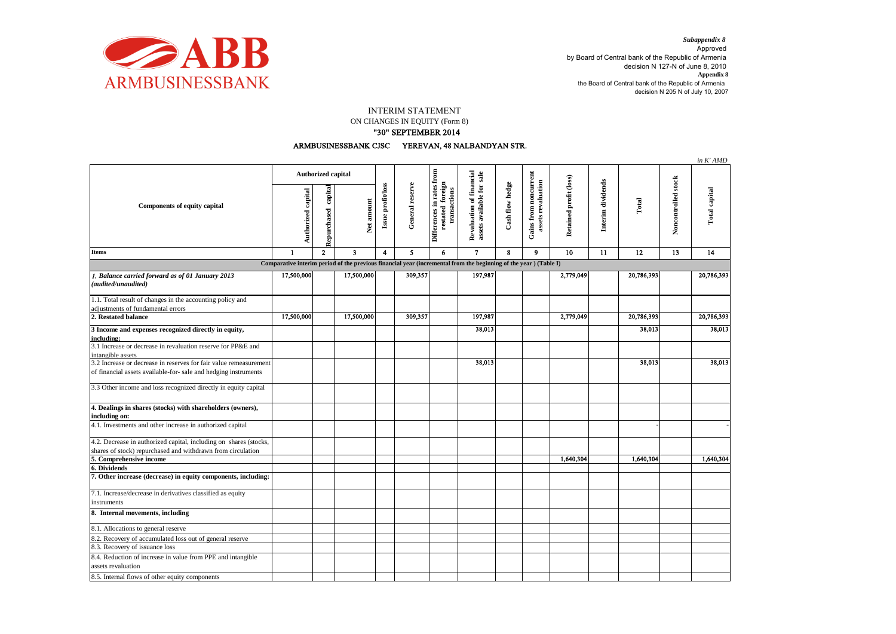*Subappendix 8*
Approved
by Board of Central bank of the Republic of Armenia
decision N 127-N of June 8, 2010
**Appendix 8**
the Board of Central bank of the Republic of Armenia
decision N 205 N of July 10, 2007

# INTERIM STATEMENT
## ON CHANGES IN EQUITY (Form 8)
## "30" SEPTEMBER 2014
### ARMBUSINESSBANK CJSC YEREVAN, 48 NALBANDYAN STR.

*in K' AMD*

| Components of equity capital | Authorized capital | | | Issue profit/loss | General reserve | Differences in rates from restated foreign transactions | Revaluation of financial assets available for sale | Cash flow hedge | Gains from noncurrent assets revaluation | Retained profit (loss) | Interim dividends | Total | Noncontrolled stock | Total capital |
|---|---|---|---|---|---|---|---|---|---|---|---|---|---|---|
| | Authorized capital | Repurchased capital | Net amount | | | | | | | | | | | |
| **Items** | 1 | 2 | 3 | 4 | 5 | 6 | 7 | 8 | 9 | 10 | 11 | 12 | 13 | 14 |
| **Comparative interim period of the previous financial year (incremental from the beginning of the year ) (Table I)** | | | | | | | | | | | | | | |
| ***1. Balance carried forward as of 01 January 2013 (audited/unaudited)*** | 17,500,000 | | 17,500,000 | | 309,357 | | 197,987 | | | 2,779,049 | | 20,786,393 | | 20,786,393 |
| 1.1. Total result of changes in the accounting policy and adjustments of fundamental errors | | | | | | | | | | | | | | |
| **2. Restated balance** | 17,500,000 | | 17,500,000 | | 309,357 | | 197,987 | | | 2,779,049 | | 20,786,393 | | 20,786,393 |
| **3 Income and expenses recognized directly in equity, including:** | | | | | | | 38,013 | | | | | 38,013 | | 38,013 |
| 3.1 Increase or decrease in revaluation reserve for PP&E and intangible assets | | | | | | | | | | | | | | |
| 3.2 Increase or decrease in reserves for fair value remeasurement of financial assets available-for- sale and hedging instruments | | | | | | | 38,013 | | | | | 38,013 | | 38,013 |
| 3.3 Other income and loss recognized directly in equity capital | | | | | | | | | | | | | | |
| **4. Dealings in shares (stocks) with shareholders (owners), including on:** | | | | | | | | | | | | | | |
| 4.1. Investments and other increase in authorized capital | | | | | | | | | | | | - | | - |
| 4.2. Decrease in authorized capital, including on shares (stocks, shares of stock) repurchased and withdrawn from circulation | | | | | | | | | | | | | | |
| **5. Comprehensive income** | | | | | | | | | | 1,640,304 | | 1,640,304 | | 1,640,304 |
| **6. Dividends** | | | | | | | | | | | | | | |
| **7. Other increase (decrease) in equity components, including:** | | | | | | | | | | | | | | |
| 7.1. Increase/decrease in derivatives classified as equity instruments | | | | | | | | | | | | | | |
| **8. Internal movements, including** | | | | | | | | | | | | | | |
| 8.1. Allocations to general reserve | | | | | | | | | | | | | | |
| 8.2. Recovery of accumulated loss out of general reserve | | | | | | | | | | | | | | |
| 8.3. Recovery of issuance loss | | | | | | | | | | | | | | |
| 8.4. Reduction of increase in value from PPE and intangible assets revaluation | | | | | | | | | | | | | | |
| 8.5. Internal flows of other equity components | | | | | | | | | | | | | | |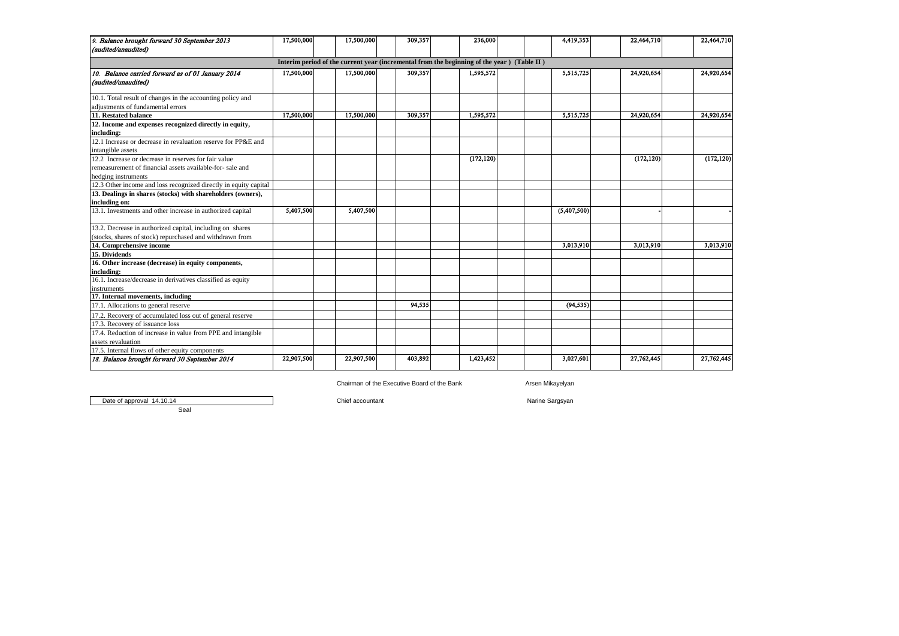| | | | | | | | | | | | | | | |
|---|---|---|---|---|---|---|---|---|---|---|---|---|---|---|
| *9. Balance brought forward 30 September 2013 (audited/anaudited)* | 17,500,000 | | 17,500,000 | | 309,357 | | 236,000 | | | 4,419,353 | | 22,464,710 | | 22,464,710 |
| **Interim period of the current year (incremental from the beginning of the year ) (Table II )** | | | | | | | | | | | | | | |
| *10. Balance carried forward as of 01 January 2014 (audited/unaudited)* | 17,500,000 | | 17,500,000 | | 309,357 | | 1,595,572 | | | 5,515,725 | | 24,920,654 | | 24,920,654 |
| 10.1. Total result of changes in the accounting policy and adjustments of fundamental errors | | | | | | | | | | | | | | |
| **11. Restated balance** | 17,500,000 | | 17,500,000 | | 309,357 | | 1,595,572 | | | 5,515,725 | | 24,920,654 | | 24,920,654 |
| **12. Income and expenses recognized directly in equity, including:** | | | | | | | | | | | | | | |
| 12.1 Increase or decrease in revaluation reserve for PP&E and intangible assets | | | | | | | | | | | | | | |
| 12.2 Increase or decrease in reserves for fair value remeasurement of financial assets available-for- sale and hedging instruments | | | | | | | (172,120) | | | | | (172,120) | | (172,120) |
| 12.3 Other income and loss recognized directly in equity capital | | | | | | | | | | | | | | |
| **13. Dealings in shares (stocks) with shareholders (owners), including on:** | | | | | | | | | | | | | | |
| 13.1. Investments and other increase in authorized capital | 5,407,500 | | 5,407,500 | | | | | | | (5,407,500) | | - | | - |
| 13.2. Decrease in authorized capital, including on shares (stocks, shares of stock) repurchased and withdrawn from | | | | | | | | | | | | | | |
| **14. Comprehensive income** | | | | | | | | | | 3,013,910 | | 3,013,910 | | 3,013,910 |
| **15. Dividends** | | | | | | | | | | | | | | |
| **16. Other increase (decrease) in equity components, including:** | | | | | | | | | | | | | | |
| 16.1. Increase/decrease in derivatives classified as equity instruments | | | | | | | | | | | | | | |
| **17. Internal movements, including** | | | | | | | | | | | | | | |
| 17.1. Allocations to general reserve | | | | | 94,535 | | | | | (94,535) | | | | |
| 17.2. Recovery of accumulated loss out of general reserve | | | | | | | | | | | | | | |
| 17.3. Recovery of issuance loss | | | | | | | | | | | | | | |
| 17.4. Reduction of increase in value from PPE and intangible assets revaluation | | | | | | | | | | | | | | |
| 17.5. Internal flows of other equity components | | | | | | | | | | | | | | |
| *18. Balance brought forward 30 September 2014* | 22,907,500 | | 22,907,500 | | 403,892 | | 1,423,452 | | | 3,027,601 | | 27,762,445 | | 27,762,445 |

Chairman of the Executive Board of the Bank — Arsen Mikayelyan

Date of approval 14.10.14

Chief accountant — Narine Sargsyan

Seal